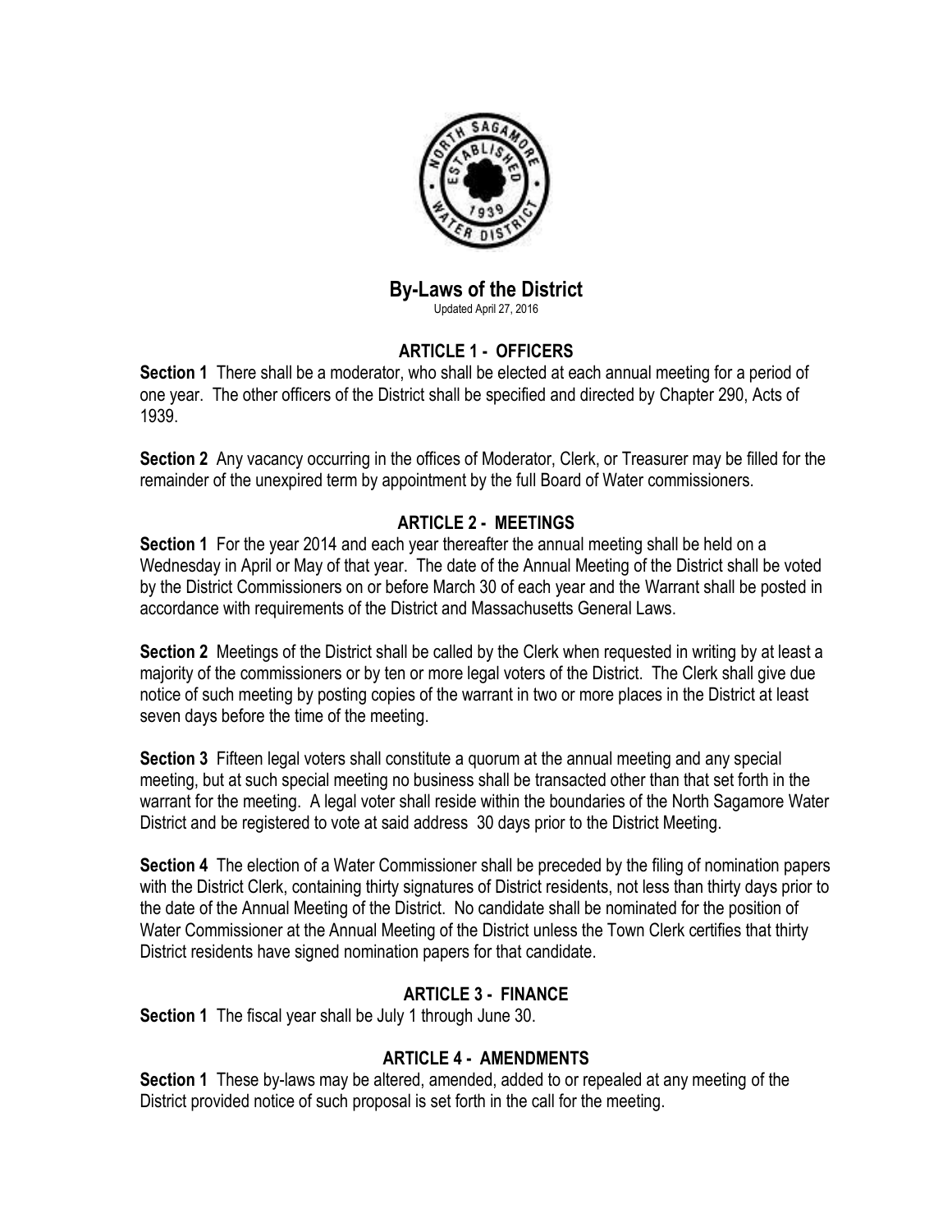# By-Laws of the District

Updated April 27, 2016

## ARTICLE 1 - OFFICERS

**Section 1** There shall be a moderator, who shall be elected at each annual meeting for a period of one year. The other officers of the District shall be specified and directed by Chapter 290, Acts of 1939.

**Section 2** Any vacancy occurring in the offices of Moderator, Clerk, or Treasurer may be filled for the remainder of the unexpired term by appointment by the full Board of Water commissioners.

## ARTICLE 2 - MEETINGS

**Section 1** For the year 2014 and each year thereafter the annual meeting shall be held on a Wednesday in April or May of that year. The date of the Annual Meeting of the District shall be voted by the District Commissioners on or before March 30 of each year and the Warrant shall be posted in accordance with requirements of the District and Massachusetts General Laws.

**Section 2** Meetings of the District shall be called by the Clerk when requested in writing by at least a majority of the commissioners or by ten or more legal voters of the District. The Clerk shall give due notice of such meeting by posting copies of the warrant in two or more places in the District at least seven days before the time of the meeting.

**Section 3** Fifteen legal voters shall constitute a quorum at the annual meeting and any special meeting, but at such special meeting no business shall be transacted other than that set forth in the warrant for the meeting. A legal voter shall reside within the boundaries of the North Sagamore Water District and be registered to vote at said address 30 days prior to the District Meeting.

**Section 4** The election of a Water Commissioner shall be preceded by the filing of nomination papers with the District Clerk, containing thirty signatures of District residents, not less than thirty days prior to the date of the Annual Meeting of the District. No candidate shall be nominated for the position of Water Commissioner at the Annual Meeting of the District unless the Town Clerk certifies that thirty District residents have signed nomination papers for that candidate.

## ARTICLE 3 - FINANCE

**Section 1** The fiscal year shall be July 1 through June 30.

## ARTICLE 4 - AMENDMENTS

**Section 1** These by-laws may be altered, amended, added to or repealed at any meeting of the District provided notice of such proposal is set forth in the call for the meeting.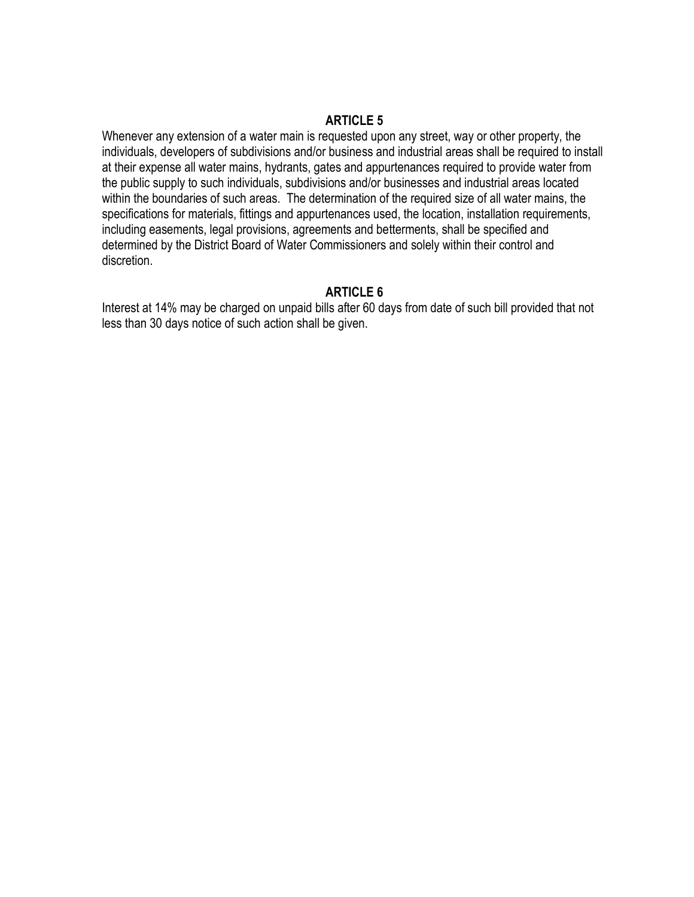## ARTICLE 5

Whenever any extension of a water main is requested upon any street, way or other property, the individuals, developers of subdivisions and/or business and industrial areas shall be required to install at their expense all water mains, hydrants, gates and appurtenances required to provide water from the public supply to such individuals, subdivisions and/or businesses and industrial areas located within the boundaries of such areas. The determination of the required size of all water mains, the specifications for materials, fittings and appurtenances used, the location, installation requirements, including easements, legal provisions, agreements and betterments, shall be specified and determined by the District Board of Water Commissioners and solely within their control and discretion.

## ARTICLE 6

Interest at 14% may be charged on unpaid bills after 60 days from date of such bill provided that not less than 30 days notice of such action shall be given.